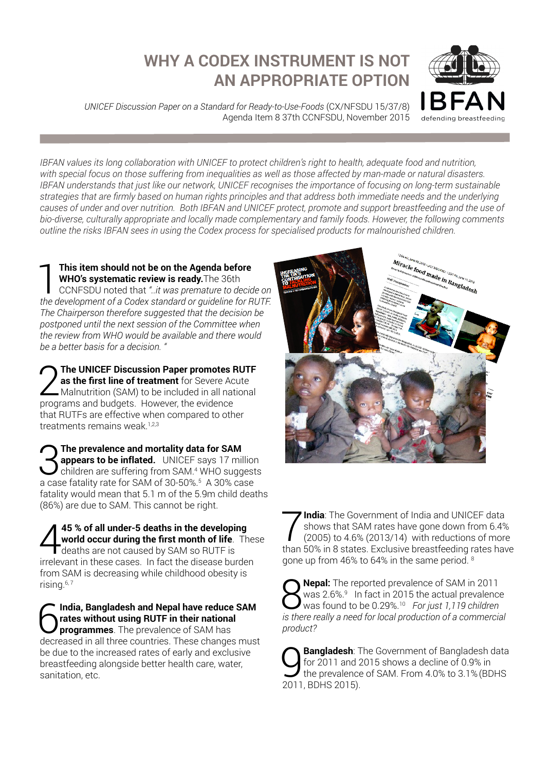# WHY A CODEX INSTRUMENT IS NOT AN APPROPRIATE OPTION

*UNICEF Discussion Paper on a Standard for Ready-to-Use-Foods* (CX/NFSDU 15/37/8)
Agenda Item 8 37th CCNFSDU, November 2015

IBFAN
defending breastfeeding

*IBFAN values its long collaboration with UNICEF to protect children's right to health, adequate food and nutrition, with special focus on those suffering from inequalities as well as those affected by man-made or natural disasters. IBFAN understands that just like our network, UNICEF recognises the importance of focusing on long-term sustainable strategies that are firmly based on human rights principles and that address both immediate needs and the underlying causes of under and over nutrition. Both IBFAN and UNICEF protect, promote and support breastfeeding and the use of bio-diverse, culturally appropriate and locally made complementary and family foods. However, the following comments outline the risks IBFAN sees in using the Codex process for specialised products for malnourished children.*

1 **This item should not be on the Agenda before WHO's systematic review is ready.** The 36th CCNFSDU noted that *"..it was premature to decide on the development of a Codex standard or guideline for RUTF. The Chairperson therefore suggested that the decision be postponed until the next session of the Committee when the review from WHO would be available and there would be a better basis for a decision. "*

2 **The UNICEF Discussion Paper promotes RUTF as the first line of treatment** for Severe Acute Malnutrition (SAM) to be included in all national programs and budgets. However, the evidence that RUTFs are effective when compared to other treatments remains weak.[1,2,3]

3 **The prevalence and mortality data for SAM appears to be inflated.** UNICEF says 17 million children are suffering from SAM.[4] WHO suggests a case fatality rate for SAM of 30-50%.[5] A 30% case fatality would mean that 5.1 m of the 5.9m child deaths (86%) are due to SAM. This cannot be right.

4 **45 % of all under-5 deaths in the developing world occur during the first month of life**. These deaths are not caused by SAM so RUTF is irrelevant in these cases. In fact the disease burden from SAM is decreasing while childhood obesity is rising.[6,7]

6 **India, Bangladesh and Nepal have reduce SAM rates without using RUTF in their national programmes**. The prevalence of SAM has decreased in all three countries. These changes must be due to the increased rates of early and exclusive breastfeeding alongside better health care, water, sanitation, etc.

7 **India**: The Government of India and UNICEF data shows that SAM rates have gone down from 6.4% (2005) to 4.6% (2013/14) with reductions of more than 50% in 8 states. Exclusive breastfeeding rates have gone up from 46% to 64% in the same period. [8]

8 **Nepal:** The reported prevalence of SAM in 2011 was 2.6%.[9] In fact in 2015 the actual prevalence was found to be 0.29%.[10] *For just 1,119 children is there really a need for local production of a commercial product?*

9 **Bangladesh**: The Government of Bangladesh data for 2011 and 2015 shows a decline of 0.9% in the prevalence of SAM. From 4.0% to 3.1% (BDHS 2011, BDHS 2015).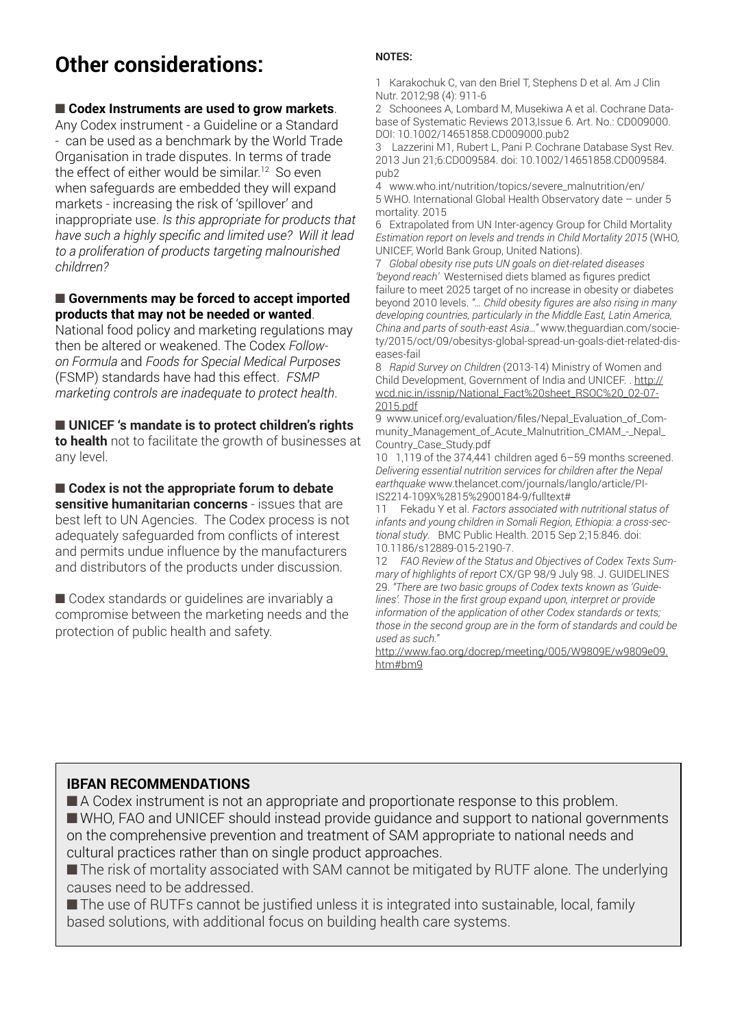# Other considerations:

■ **Codex Instruments are used to grow markets**. Any Codex instrument - a Guideline or a Standard - can be used as a benchmark by the World Trade Organisation in trade disputes. In terms of trade the effect of either would be similar.[12] So even when safeguards are embedded they will expand markets - increasing the risk of 'spillover' and inappropriate use. *Is this appropriate for products that have such a highly specific and limited use? Will it lead to a proliferation of products targeting malnourished childrren?*

■ **Governments may be forced to accept imported products that may not be needed or wanted**. National food policy and marketing regulations may then be altered or weakened. The Codex *Follow-on Formula* and *Foods for Special Medical Purposes* (FSMP) standards have had this effect. *FSMP marketing controls are inadequate to protect health.*

■ **UNICEF 's mandate is to protect children's rights to health** not to facilitate the growth of businesses at any level.

■ **Codex is not the appropriate forum to debate sensitive humanitarian concerns** - issues that are best left to UN Agencies. The Codex process is not adequately safeguarded from conflicts of interest and permits undue influence by the manufacturers and distributors of the products under discussion.

■ Codex standards or guidelines are invariably a compromise between the marketing needs and the protection of public health and safety.

**NOTES:**

1 Karakochuk C, van den Briel T, Stephens D et al. Am J Clin Nutr. 2012;98 (4): 911-6

2 Schoonees A, Lombard M, Musekiwa A et al. Cochrane Database of Systematic Reviews 2013,Issue 6. Art. No.: CD009000. DOI: 10.1002/14651858.CD009000.pub2

3 Lazzerini M1, Rubert L, Pani P. Cochrane Database Syst Rev. 2013 Jun 21;6:CD009584. doi: 10.1002/14651858.CD009584.pub2

4 www.who.int/nutrition/topics/severe_malnutrition/en/

5 WHO. International Global Health Observatory date – under 5 mortality. 2015

6 Extrapolated from UN Inter-agency Group for Child Mortality *Estimation report on levels and trends in Child Mortality 2015* (WHO, UNICEF, World Bank Group, United Nations).

7 *Global obesity rise puts UN goals on diet-related diseases 'beyond reach'* Westernised diets blamed as figures predict failure to meet 2025 target of no increase in obesity or diabetes beyond 2010 levels. *"... Child obesity figures are also rising in many developing countries, particularly in the Middle East, Latin America, China and parts of south-east Asia..."* www.theguardian.com/society/2015/oct/09/obesitys-global-spread-un-goals-diet-related-diseases-fail

8 *Rapid Survey on Children* (2013-14) Ministry of Women and Child Development, Government of India and UNICEF. . http://wcd.nic.in/issnip/National_Fact%20sheet_RSOC%20_02-07-2015.pdf

9 www.unicef.org/evaluation/files/Nepal_Evaluation_of_Community_Management_of_Acute_Malnutrition_CMAM_-_Nepal_Country_Case_Study.pdf

10 1,119 of the 374,441 children aged 6–59 months screened. *Delivering essential nutrition services for children after the Nepal earthquake* www.thelancet.com/journals/langlo/article/PIIS2214-109X%2815%2900184-9/fulltext#

11 Fekadu Y et al. *Factors associated with nutritional status of infants and young children in Somali Region, Ethiopia: a cross-sectional study.* BMC Public Health. 2015 Sep 2;15:846. doi: 10.1186/s12889-015-2190-7.

12 *FAO Review of the Status and Objectives of Codex Texts Summary of highlights of report* CX/GP 98/9 July 98. J. GUIDELINES 29. *"There are two basic groups of Codex texts known as 'Guidelines'. Those in the first group expand upon, interpret or provide information of the application of other Codex standards or texts; those in the second group are in the form of standards and could be used as such."*
http://www.fao.org/docrep/meeting/005/W9809E/w9809e09.htm#bm9

**IBFAN RECOMMENDATIONS**

■ A Codex instrument is not an appropriate and proportionate response to this problem.

■ WHO, FAO and UNICEF should instead provide guidance and support to national governments on the comprehensive prevention and treatment of SAM appropriate to national needs and cultural practices rather than on single product approaches.

■ The risk of mortality associated with SAM cannot be mitigated by RUTF alone. The underlying causes need to be addressed.

■ The use of RUTFs cannot be justified unless it is integrated into sustainable, local, family based solutions, with additional focus on building health care systems.